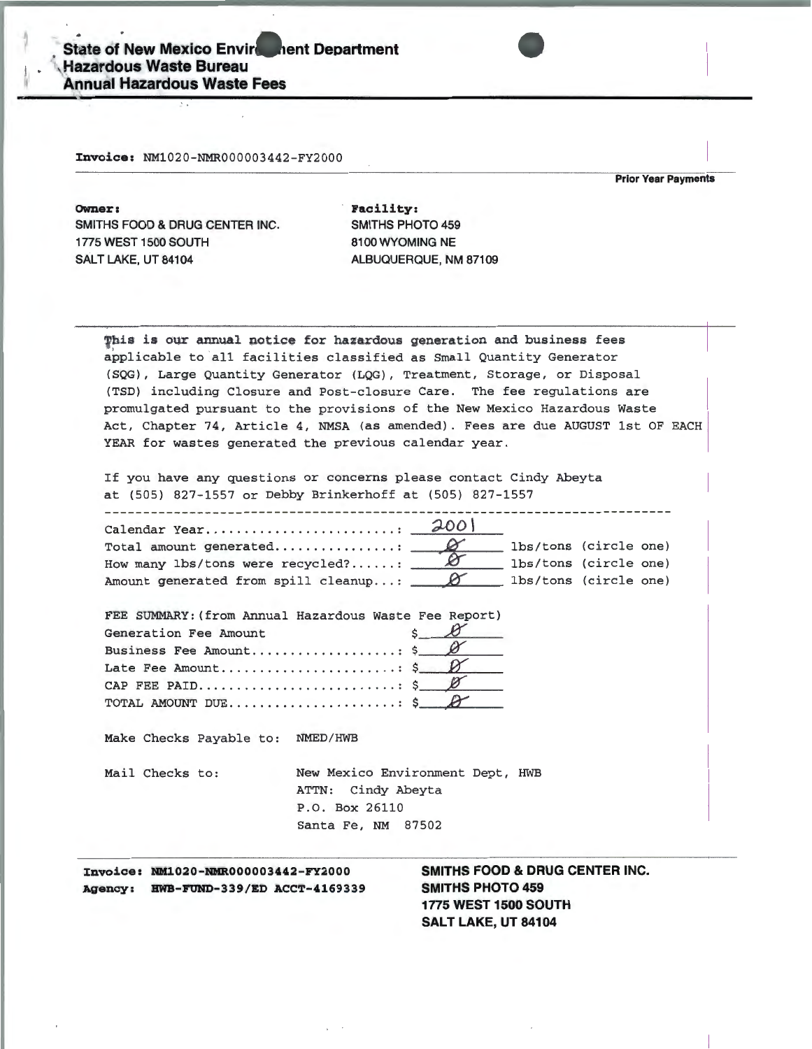**State of New Mexico Environment Department**
**Hazardous Waste Bureau**
**Annual Hazardous Waste Fees**

**Invoice:** NM1020-NMR000003442-FY2000

**Prior Year Payments**

| **Owner:** | **Facility:** |
|---|---|
| SMITHS FOOD & DRUG CENTER INC. | SMITHS PHOTO 459 |
| 1775 WEST 1500 SOUTH | 8100 WYOMING NE |
| SALT LAKE, UT 84104 | ALBUQUERQUE, NM 87109 |

**This is our annual notice for hazardous generation and business fees** applicable to all facilities classified as Small Quantity Generator (SQG), Large Quantity Generator (LQG), Treatment, Storage, or Disposal (TSD) including Closure and Post-closure Care. The fee regulations are promulgated pursuant to the provisions of the New Mexico Hazardous Waste Act, Chapter 74, Article 4, NMSA (as amended). Fees are due AUGUST 1st OF EACH YEAR for wastes generated the previous calendar year.

If you have any questions or concerns please contact Cindy Abeyta at (505) 827-1557 or Debby Brinkerhoff at (505) 827-1557

Calendar Year........................: 2001
Total amount generated...............: 0 lbs/tons (circle one)
How many lbs/tons were recycled?......: 0 lbs/tons (circle one)
Amount generated from spill cleanup...: 0 lbs/tons (circle one)

FEE SUMMARY: (from Annual Hazardous Waste Fee Report)
Generation Fee Amount $ 0
Business Fee Amount..................: $ 0
Late Fee Amount......................: $ 0
CAP FEE PAID.........................: $ 0
TOTAL AMOUNT DUE.....................: $ 0

Make Checks Payable to: NMED/HWB

Mail Checks to: New Mexico Environment Dept, HWB
ATTN: Cindy Abeyta
P.O. Box 26110
Santa Fe, NM 87502

**Invoice: NM1020-NMR000003442-FY2000**
**Agency: HWB-FUND-339/ED ACCT-4169339**

**SMITHS FOOD & DRUG CENTER INC.**
**SMITHS PHOTO 459**
**1775 WEST 1500 SOUTH**
**SALT LAKE, UT 84104**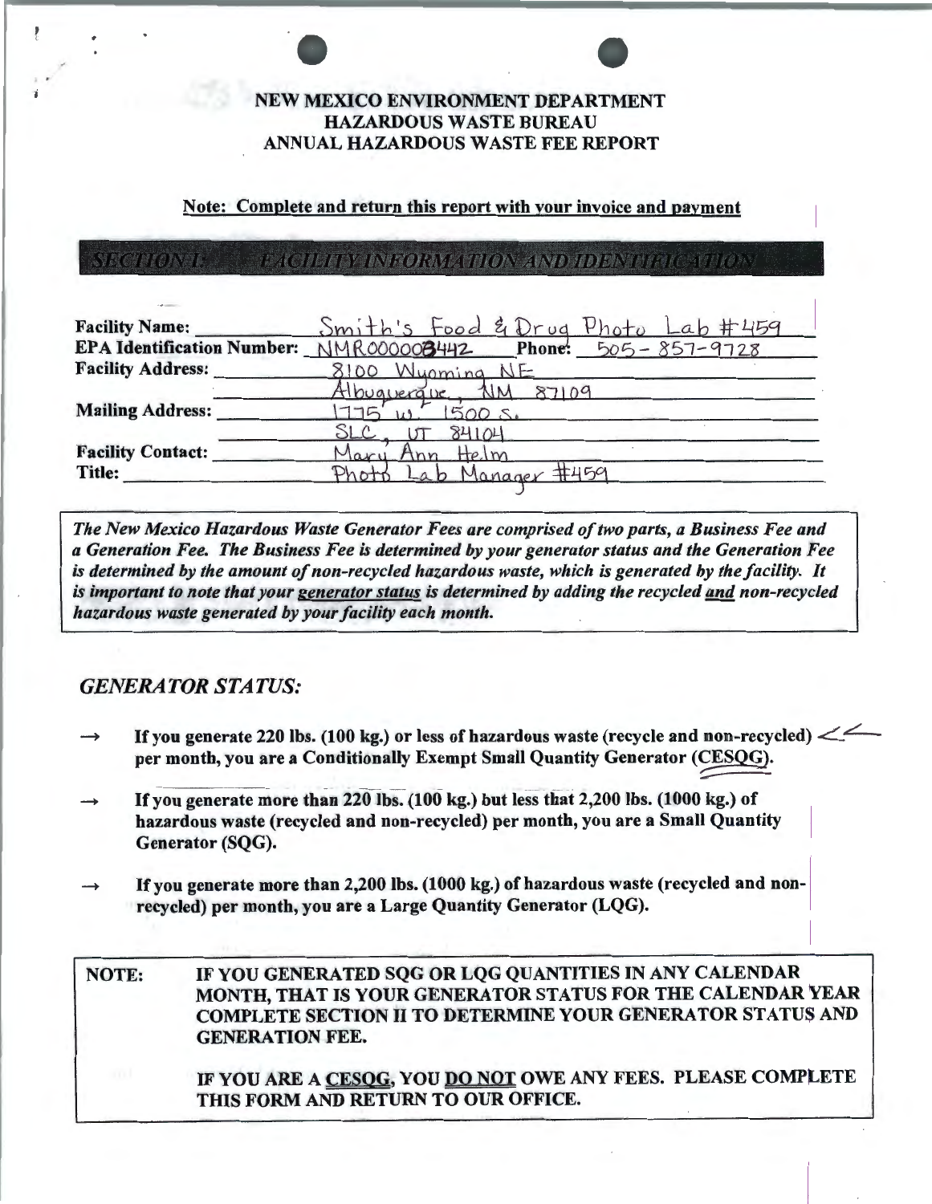# NEW MEXICO ENVIRONMENT DEPARTMENT
# HAZARDOUS WASTE BUREAU
# ANNUAL HAZARDOUS WASTE FEE REPORT

**Note: Complete and return this report with your invoice and payment**

## SECTION I: FACILITY INFORMATION AND IDENTIFICATION

**Facility Name:** Smith's Food & Drug Photo Lab #459

**EPA Identification Number:** NMR000008442 **Phone:** 505-857-9728

**Facility Address:** 8100 Wyoming NE
Albuquerque, NM 87109

**Mailing Address:** 1775 W. 1500 S.
SLC, UT 84104

**Facility Contact:** Mary Ann Helm

**Title:** Photo Lab Manager #459

*The New Mexico Hazardous Waste Generator Fees are comprised of two parts, a Business Fee and a Generation Fee. The Business Fee is determined by your generator status and the Generation Fee is determined by the amount of non-recycled hazardous waste, which is generated by the facility. It is important to note that your generator status is determined by adding the recycled and non-recycled hazardous waste generated by your facility each month.*

## GENERATOR STATUS:

- → **If you generate 220 lbs. (100 kg.) or less of hazardous waste (recycle and non-recycled) per month, you are a Conditionally Exempt Small Quantity Generator (CESQG).** <—
- → **If you generate more than 220 lbs. (100 kg.) but less that 2,200 lbs. (1000 kg.) of hazardous waste (recycled and non-recycled) per month, you are a Small Quantity Generator (SQG).**
- → **If you generate more than 2,200 lbs. (1000 kg.) of hazardous waste (recycled and non-recycled) per month, you are a Large Quantity Generator (LQG).**

**NOTE: IF YOU GENERATED SQG OR LQG QUANTITIES IN ANY CALENDAR MONTH, THAT IS YOUR GENERATOR STATUS FOR THE CALENDAR YEAR COMPLETE SECTION II TO DETERMINE YOUR GENERATOR STATUS AND GENERATION FEE.**

**IF YOU ARE A CESQG, YOU DO NOT OWE ANY FEES. PLEASE COMPLETE THIS FORM AND RETURN TO OUR OFFICE.**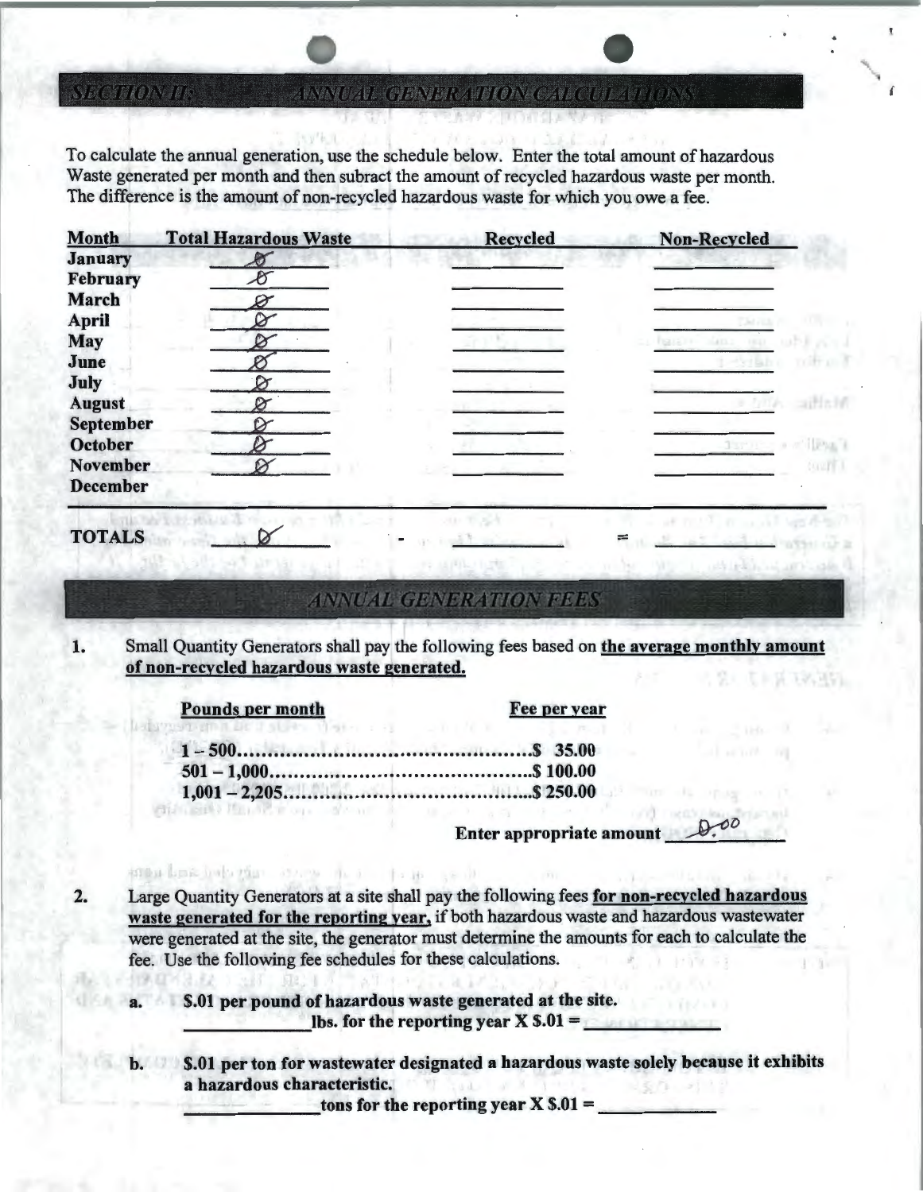## SECTION II: ANNUAL GENERATION CALCULATIONS

To calculate the annual generation, use the schedule below. Enter the total amount of hazardous Waste generated per month and then subract the amount of recycled hazardous waste per month. The difference is the amount of non-recycled hazardous waste for which you owe a fee.

| Month | Total Hazardous Waste | Recycled | Non-Recycled |
|---|---|---|---|
| **January** | Ø | | |
| **February** | Ø | | |
| **March** | Ø | | |
| **April** | Ø | | |
| **May** | Ø | | |
| **June** | Ø | | |
| **July** | Ø | | |
| **August** | Ø | | |
| **September** | Ø | | |
| **October** | Ø | | |
| **November** | Ø | | |
| **December** | | | |
| **TOTALS** | Ø | - | = |

## ANNUAL GENERATION FEES

1. Small Quantity Generators shall pay the following fees based on **the average monthly amount of non-recycled hazardous waste generated.**

| **Pounds per month** | **Fee per year** |
|---|---|
| **1 – 500** | **$ 35.00** |
| **501 – 1,000** | **$ 100.00** |
| **1,001 – 2,205** | **$ 250.00** |

**Enter appropriate amount** Ø.00

2. Large Quantity Generators at a site shall pay the following fees **for non-recycled hazardous waste generated for the reporting year,** if both hazardous waste and hazardous wastewater were generated at the site, the generator must determine the amounts for each to calculate the fee. Use the following fee schedules for these calculations.

   a. **$.01 per pound of hazardous waste generated at the site.**
   ______________ **lbs. for the reporting year X $.01 =** ______________

   b. **$.01 per ton for wastewater designated a hazardous waste solely because it exhibits a hazardous characteristic.**
   ______________ **tons for the reporting year X $.01 =** ______________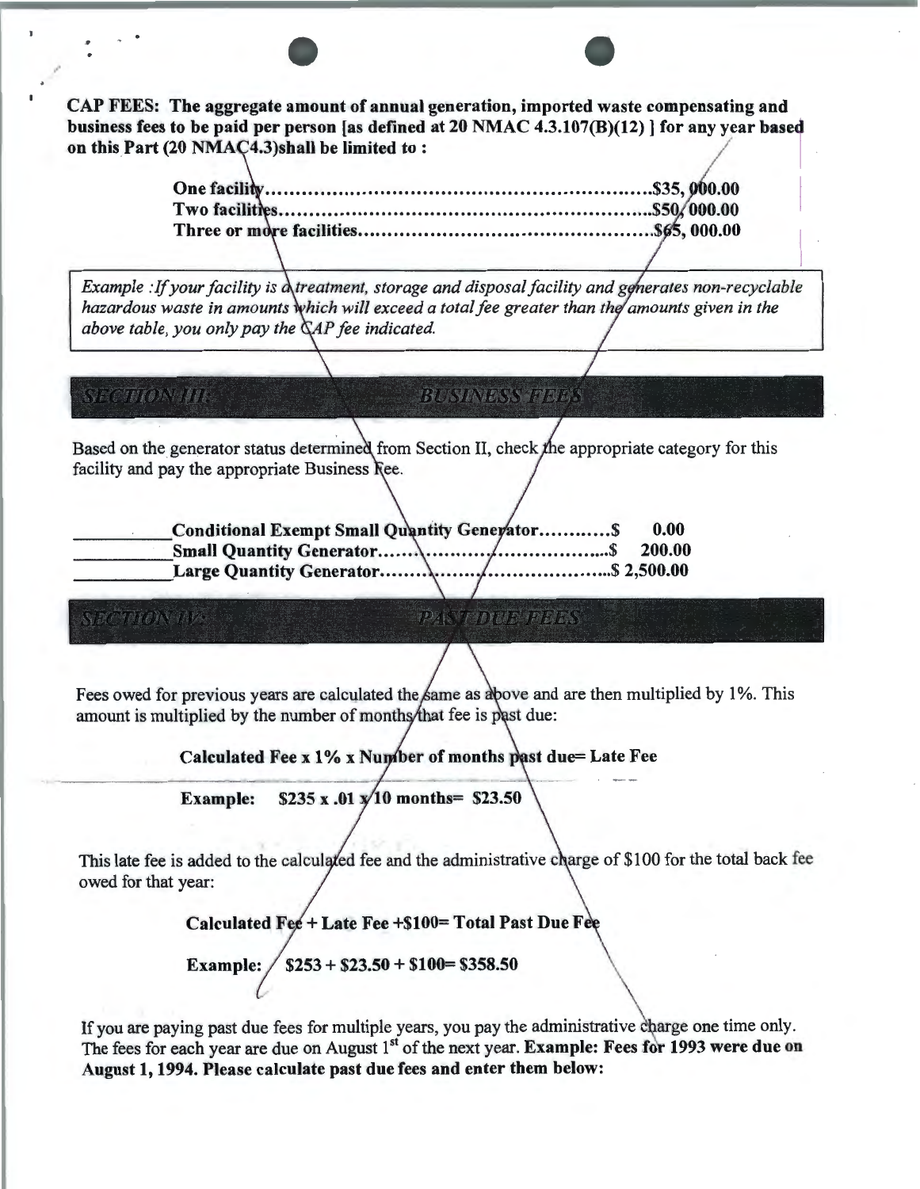**CAP FEES: The aggregate amount of annual generation, imported waste compensating and business fees to be paid per person [as defined at 20 NMAC 4.3.107(B)(12) ] for any year based on this Part (20 NMAC4.3)shall be limited to :**

| | |
|---|---|
| **One facility** | **$35, 000.00** |
| **Two facilities** | **$50, 000.00** |
| **Three or more facilities** | **$65, 000.00** |

*Example : If your facility is a treatment, storage and disposal facility and generates non-recyclable hazardous waste in amounts which will exceed a total fee greater than the amounts given in the above table, you only pay the CAP fee indicated.*

## SECTION III: BUSINESS FEES

Based on the generator status determined from Section II, check the appropriate category for this facility and pay the appropriate Business Fee.

| | | |
|---|---|---|
| ________ | **Conditional Exempt Small Quantity Generator** | **$ 0.00** |
| ________ | **Small Quantity Generator** | **$ 200.00** |
| ________ | **Large Quantity Generator** | **$ 2,500.00** |

## SECTION IV: PAST DUE FEES

Fees owed for previous years are calculated the same as above and are then multiplied by 1%. This amount is multiplied by the number of months that fee is past due:

**Calculated Fee x 1% x Number of months past due= Late Fee**

**Example: $235 x .01 x 10 months= $23.50**

This late fee is added to the calculated fee and the administrative charge of $100 for the total back fee owed for that year:

**Calculated Fee + Late Fee +$100= Total Past Due Fee**

**Example: $253 + $23.50 + $100= $358.50**

If you are paying past due fees for multiple years, you pay the administrative charge one time only. The fees for each year are due on August 1st of the next year. **Example: Fees for 1993 were due on August 1, 1994. Please calculate past due fees and enter them below:**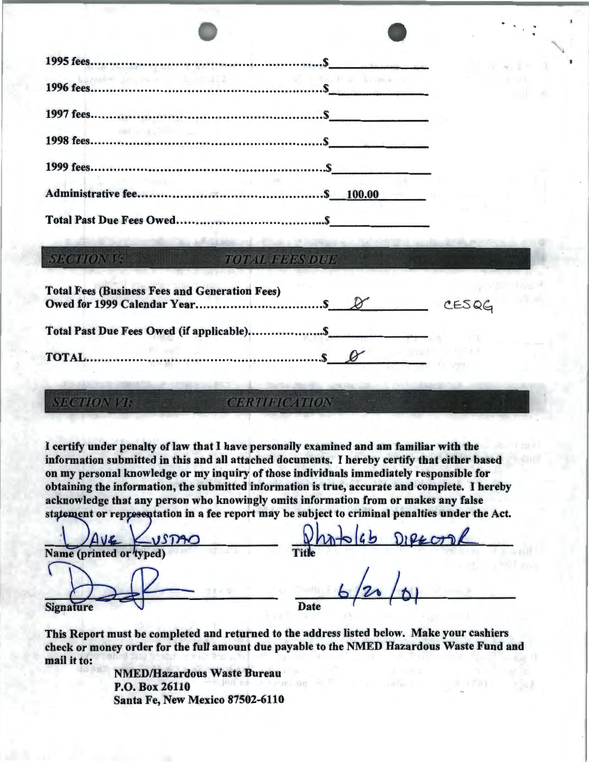1995 fees......................................................$

1996 fees......................................................$

1997 fees......................................................$

1998 fees......................................................$

1999 fees......................................................$

Administrative fee..........................................$ 100.00

Total Past Due Fees Owed................................$

## SECTION V: TOTAL FEES DUE

Total Fees (Business Fees and Generation Fees) Owed for 1999 Calendar Year..............................$ 0 CESQG

Total Past Due Fees Owed (if applicable)..................$

TOTAL..........................................................$ 0

## SECTION VI: CERTIFICATION

**I certify under penalty of law that I have personally examined and am familiar with the information submitted in this and all attached documents. I hereby certify that either based on my personal knowledge or my inquiry of those individuals immediately responsible for obtaining the information, the submitted information is true, accurate and complete. I hereby acknowledge that any person who knowingly omits information from or makes any false statement or representation in a fee report may be subject to criminal penalties under the Act.**

DAVE KUSTAO
Name (printed or typed)

Photolab DIRECTOR
Title

[Signature]
Signature

6/20/01
Date

**This Report must be completed and returned to the address listed below. Make your cashiers check or money order for the full amount due payable to the NMED Hazardous Waste Fund and mail it to:**

**NMED/Hazardous Waste Bureau**
**P.O. Box 26110**
**Santa Fe, New Mexico 87502-6110**